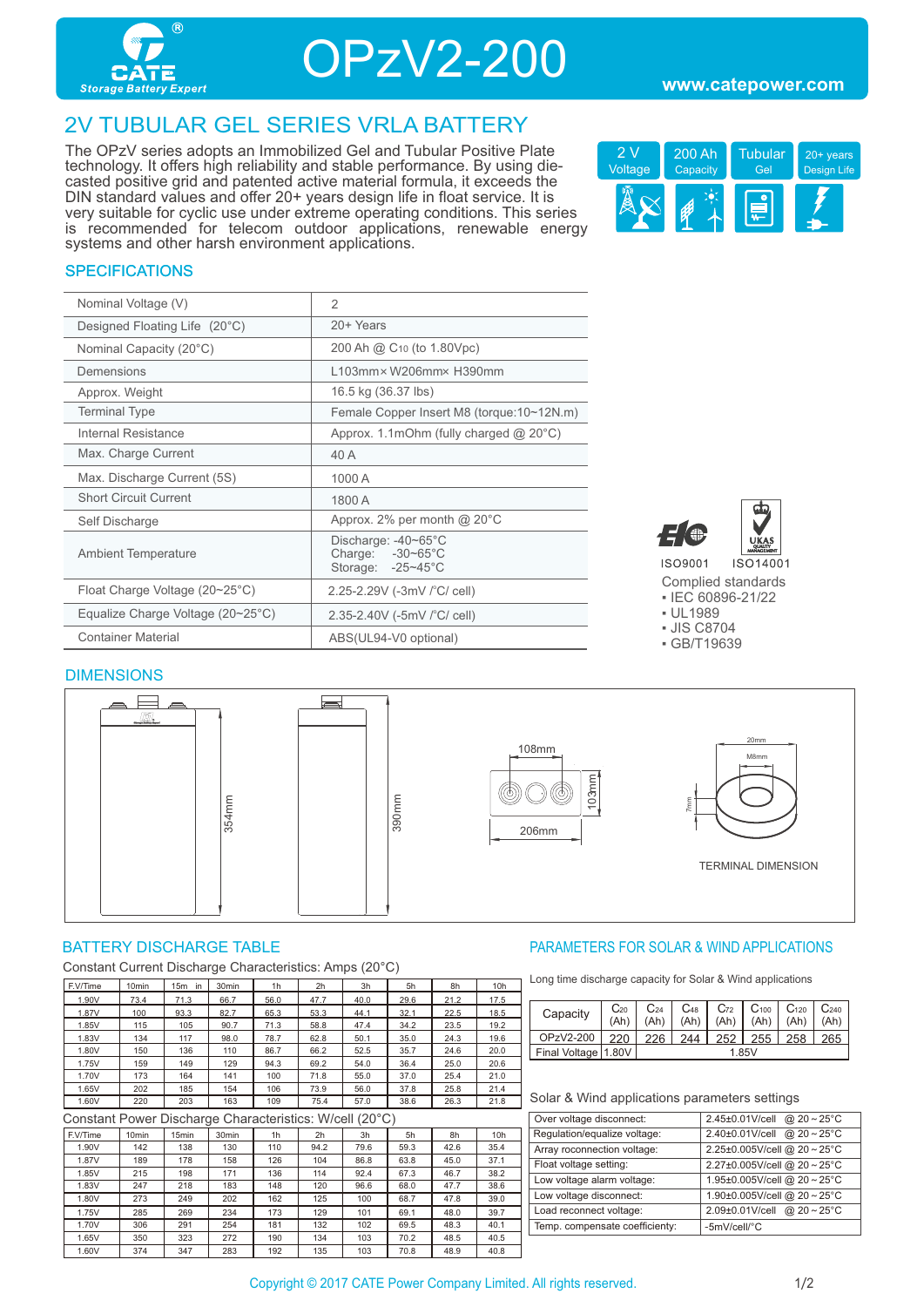# OPzV2-200

CATE Storage Battery Expert

www.catepower.com

## 2V TUBULAR GEL SERIES VRLA BATTERY

The OPzV series adopts an Immobilized Gel and Tubular Positive Plate technology. It offers high reliability and stable performance. By using die-casted positive grid and patented active material formula, it exceeds the DIN standard values and offer 20+ years design life in float service. It is very suitable for cyclic use under extreme operating conditions. This series is recommended for telecom outdoor applications, renewable energy systems and other harsh environment applications.

2 V Voltage | 200 Ah Capacity | Tubular Gel | 20+ years Design Life

### SPECIFICATIONS

| | |
|---|---|
| Nominal Voltage (V) | 2 |
| Designed Floating Life (20°C) | 20+ Years |
| Nominal Capacity (20°C) | 200 Ah @ $C_{10}$ (to 1.80Vpc) |
| Demensions | L103mm× W206mm× H390mm |
| Approx. Weight | 16.5 kg (36.37 lbs) |
| Terminal Type | Female Copper Insert M8 (torque:10~12N.m) |
| Internal Resistance | Approx. 1.1mOhm (fully charged @ 20°C) |
| Max. Charge Current | 40 A |
| Max. Discharge Current (5S) | 1000 A |
| Short Circuit Current | 1800 A |
| Self Discharge | Approx. 2% per month @ 20°C |
| Ambient Temperature | Discharge: -40~65°C<br>Charge: -30~65°C<br>Storage: -25~45°C |
| Float Charge Voltage (20~25°C) | 2.25-2.29V (-3mV /°C/ cell) |
| Equalize Charge Voltage (20~25°C) | 2.35-2.40V (-5mV /°C/ cell) |
| Container Material | ABS(UL94-V0 optional) |

ISO9001 ISO14001

Complied standards
- IEC 60896-21/22
- UL1989
- JIS C8704
- GB/T19639

### DIMENSIONS

354mm 390mm 108mm 206mm 103mm 20mm M8mm 7mm

TERMINAL DIMENSION

### BATTERY DISCHARGE TABLE

Constant Current Discharge Characteristics: Amps (20°C)

| F.V/Time | 10min | 15min | 30min | 1h | 2h | 3h | 5h | 8h | 10h |
|---|---|---|---|---|---|---|---|---|---|
| 1.90V | 73.4 | 71.3 | 66.7 | 56.0 | 47.7 | 40.0 | 29.6 | 21.2 | 17.5 |
| 1.87V | 100 | 93.3 | 82.7 | 65.3 | 53.3 | 44.1 | 32.1 | 22.5 | 18.5 |
| 1.85V | 115 | 105 | 90.7 | 71.3 | 58.8 | 47.4 | 34.2 | 23.5 | 19.2 |
| 1.83V | 134 | 117 | 98.0 | 78.7 | 62.8 | 50.1 | 35.0 | 24.3 | 19.6 |
| 1.80V | 150 | 136 | 110 | 86.7 | 66.2 | 52.5 | 35.7 | 24.6 | 20.0 |
| 1.75V | 159 | 149 | 129 | 94.3 | 69.2 | 54.0 | 36.4 | 25.0 | 20.6 |
| 1.70V | 173 | 164 | 141 | 100 | 71.8 | 55.0 | 37.0 | 25.4 | 21.0 |
| 1.65V | 202 | 185 | 154 | 106 | 73.9 | 56.0 | 37.8 | 25.8 | 21.4 |
| 1.60V | 220 | 203 | 163 | 109 | 75.4 | 57.0 | 38.6 | 26.3 | 21.8 |

Constant Power Discharge Characteristics: W/cell (20°C)

| F.V/Time | 10min | 15min | 30min | 1h | 2h | 3h | 5h | 8h | 10h |
|---|---|---|---|---|---|---|---|---|---|
| 1.90V | 142 | 138 | 130 | 110 | 94.2 | 79.6 | 59.3 | 42.6 | 35.4 |
| 1.87V | 189 | 178 | 158 | 126 | 104 | 86.8 | 63.8 | 45.0 | 37.1 |
| 1.85V | 215 | 198 | 171 | 136 | 114 | 92.4 | 67.3 | 46.7 | 38.2 |
| 1.83V | 247 | 218 | 183 | 148 | 120 | 96.6 | 68.0 | 47.7 | 38.6 |
| 1.80V | 273 | 249 | 202 | 162 | 125 | 100 | 68.7 | 47.8 | 39.0 |
| 1.75V | 285 | 269 | 234 | 173 | 129 | 101 | 69.1 | 48.0 | 39.7 |
| 1.70V | 306 | 291 | 254 | 181 | 132 | 102 | 69.5 | 48.3 | 40.1 |
| 1.65V | 350 | 323 | 272 | 190 | 134 | 103 | 70.2 | 48.5 | 40.5 |
| 1.60V | 374 | 347 | 283 | 192 | 135 | 103 | 70.8 | 48.9 | 40.8 |

### PARAMETERS FOR SOLAR & WIND APPLICATIONS

Long time discharge capacity for Solar & Wind applications

| Capacity | $C_{20}$ (Ah) | $C_{24}$ (Ah) | $C_{48}$ (Ah) | $C_{72}$ (Ah) | $C_{100}$ (Ah) | $C_{120}$ (Ah) | $C_{240}$ (Ah) |
|---|---|---|---|---|---|---|---|
| OPzV2-200 | 220 | 226 | 244 | 252 | 255 | 258 | 265 |
| Final Voltage | 1.80V | 1.85V | | | | | |

Solar & Wind applications parameters settings

| | |
|---|---|
| Over voltage disconnect: | 2.45±0.01V/cell @ 20~25°C |
| Regulation/equalize voltage: | 2.40±0.01V/cell @ 20~25°C |
| Array reconnection voltage: | 2.25±0.005V/cell @ 20~25°C |
| Float voltage setting: | 2.27±0.005V/cell @ 20~25°C |
| Low voltage alarm voltage: | 1.95±0.005V/cell @ 20~25°C |
| Low voltage disconnect: | 1.90±0.005V/cell @ 20~25°C |
| Load reconnect voltage: | 2.09±0.01V/cell @ 20~25°C |
| Temp. compensate coefficiency: | -5mV/cell/°C |

Copyright © 2017 CATE Power Company Limited. All rights reserved.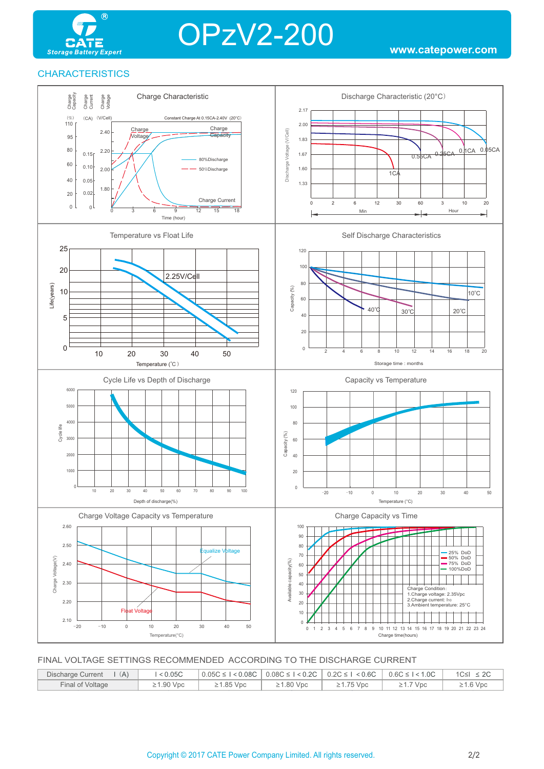# OPzV2-200

## CHARACTERISTICS

### Charge Characteristic

Charge Capacity, Charge Current, Charge Voltage

(%) (CA) (V/Cell)

Constant Charge At 0.15CA-2.40V (20°C)

Charge Voltage

Charge Capacity

80%Discharge

50%Discharge

Charge Current

Time (hour)

### Discharge Characteristic (20°C)

Discharge Voltage (V/Cell)

1CA, 0.55CA, 0.25CA, 0.1CA, 0.05CA

Min, Hour

### Temperature vs Float Life

Life(years)

2.25V/Cell

Temperature (°C)

### Self Discharge Characteristics

Capacity (%)

40°C, 30°C, 20°C, 10°C

Storage time : months

### Cycle Life vs Depth of Discharge

Cycle life

Depth of discharge(%)

### Capacity vs Temperature

Capacity (%)

Temperature (°C)

### Charge Voltage Capacity vs Temperature

Charge Voltage(V)

Equalize Voltage

Float Voltage

Temperature(°C)

### Charge Capacity vs Time

Available capacity(%)

25% DoD
50% DoD
75% DoD
100%DoD

Charge Condition :
1.Charge voltage: 2.35Vpc
2.Charge current: $I_{10}$
3.Ambient temperature: 25°C

Charge time(hours)

## FINAL VOLTAGE SETTINGS RECOMMENDED ACCORDING TO THE DISCHARGE CURRENT

| Discharge Current I (A) | I < 0.05C | 0.05C ≤ I < 0.08C | 0.08C ≤ I < 0.2C | 0.2C ≤ I < 0.6C | 0.6C ≤ I < 1.0C | 1C≤I ≤ 2C |
|---|---|---|---|---|---|---|
| Final of Voltage | ≥1.90 Vpc | ≥1.85 Vpc | ≥1.80 Vpc | ≥1.75 Vpc | ≥1.7 Vpc | ≥1.6 Vpc |

Copyright © 2017 CATE Power Company Limited. All rights reserved.